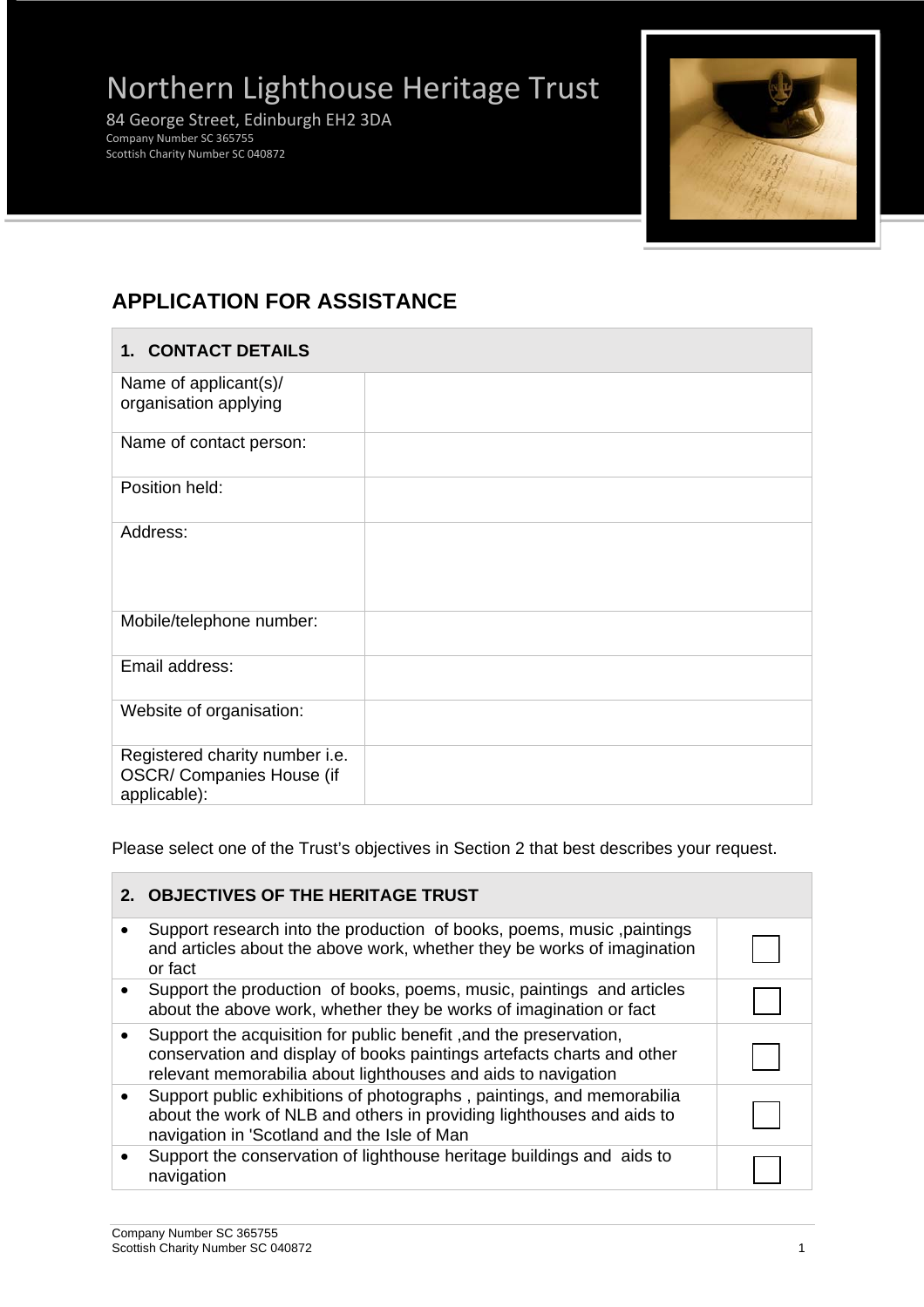# Northern Lighthouse Heritage Trust

84 George Street, Edinburgh EH2 3DA
Company Number SC 365755
Scottish Charity Number SC 040872

## APPLICATION FOR ASSISTANCE

| **1. CONTACT DETAILS** | |
|---|---|
| Name of applicant(s)/ organisation applying | |
| Name of contact person: | |
| Position held: | |
| Address: | |
| Mobile/telephone number: | |
| Email address: | |
| Website of organisation: | |
| Registered charity number i.e. OSCR/ Companies House (if applicable): | |

Please select one of the Trust's objectives in Section 2 that best describes your request.

| **2. OBJECTIVES OF THE HERITAGE TRUST** | |
|---|---|
| • Support research into the production of books, poems, music ,paintings and articles about the above work, whether they be works of imagination or fact | ☐ |
| • Support the production of books, poems, music, paintings and articles about the above work, whether they be works of imagination or fact | ☐ |
| • Support the acquisition for public benefit ,and the preservation, conservation and display of books paintings artefacts charts and other relevant memorabilia about lighthouses and aids to navigation | ☐ |
| • Support public exhibitions of photographs , paintings, and memorabilia about the work of NLB and others in providing lighthouses and aids to navigation in 'Scotland and the Isle of Man | ☐ |
| • Support the conservation of lighthouse heritage buildings and aids to navigation | ☐ |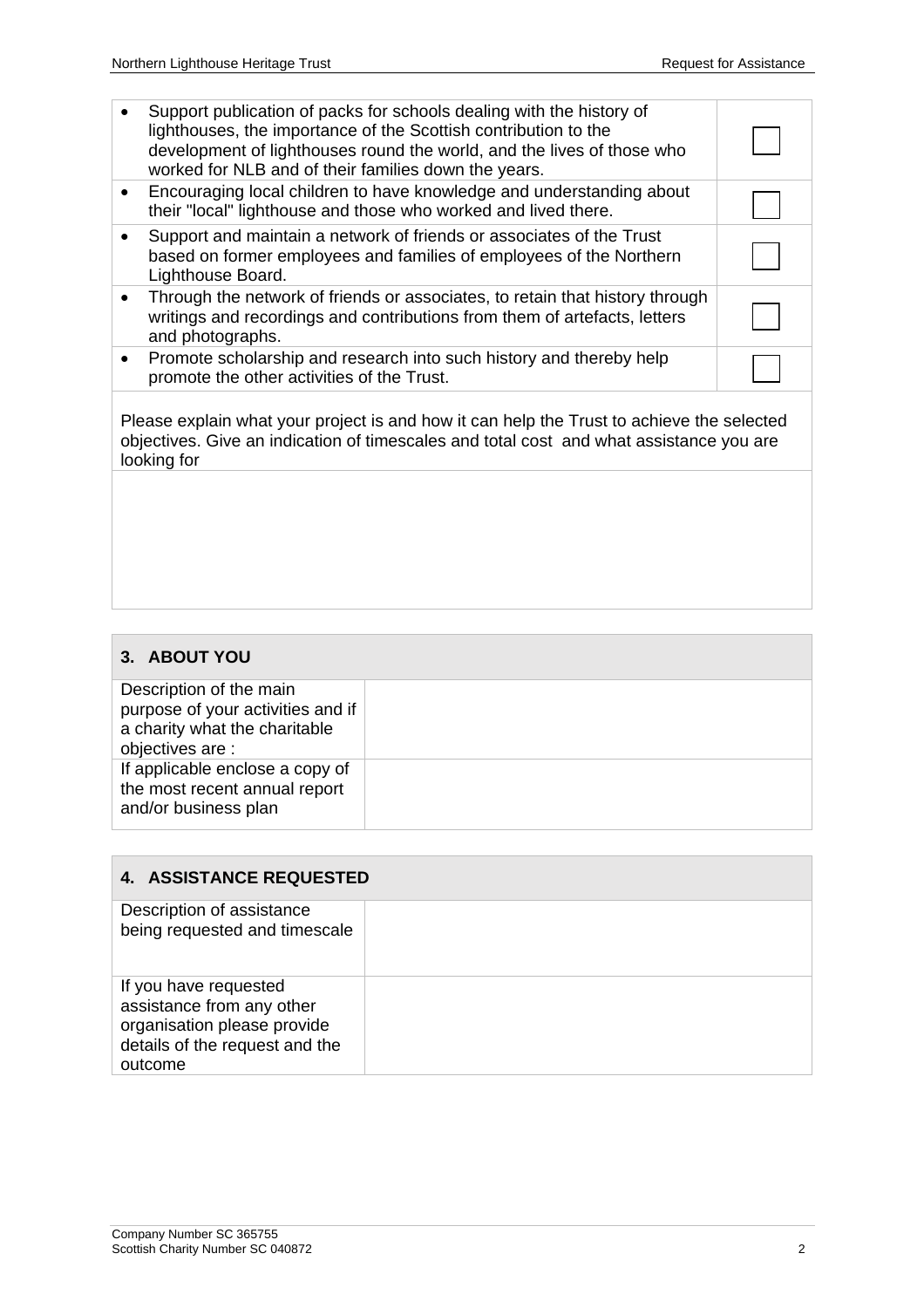| Objective | |
|---|---|
| • Support publication of packs for schools dealing with the history of lighthouses, the importance of the Scottish contribution to the development of lighthouses round the world, and the lives of those who worked for NLB and of their families down the years. | ☐ |
| • Encouraging local children to have knowledge and understanding about their "local" lighthouse and those who worked and lived there. | ☐ |
| • Support and maintain a network of friends or associates of the Trust based on former employees and families of employees of the Northern Lighthouse Board. | ☐ |
| • Through the network of friends or associates, to retain that history through writings and recordings and contributions from them of artefacts, letters and photographs. | ☐ |
| • Promote scholarship and research into such history and thereby help promote the other activities of the Trust. | ☐ |

Please explain what your project is and how it can help the Trust to achieve the selected objectives. Give an indication of timescales and total cost and what assistance you are looking for

## 3. ABOUT YOU

| | |
|---|---|
| Description of the main purpose of your activities and if a charity what the charitable objectives are : | |
| If applicable enclose a copy of the most recent annual report and/or business plan | |

## 4. ASSISTANCE REQUESTED

| | |
|---|---|
| Description of assistance being requested and timescale | |
| If you have requested assistance from any other organisation please provide details of the request and the outcome | |

Company Number SC 365755
Scottish Charity Number SC 040872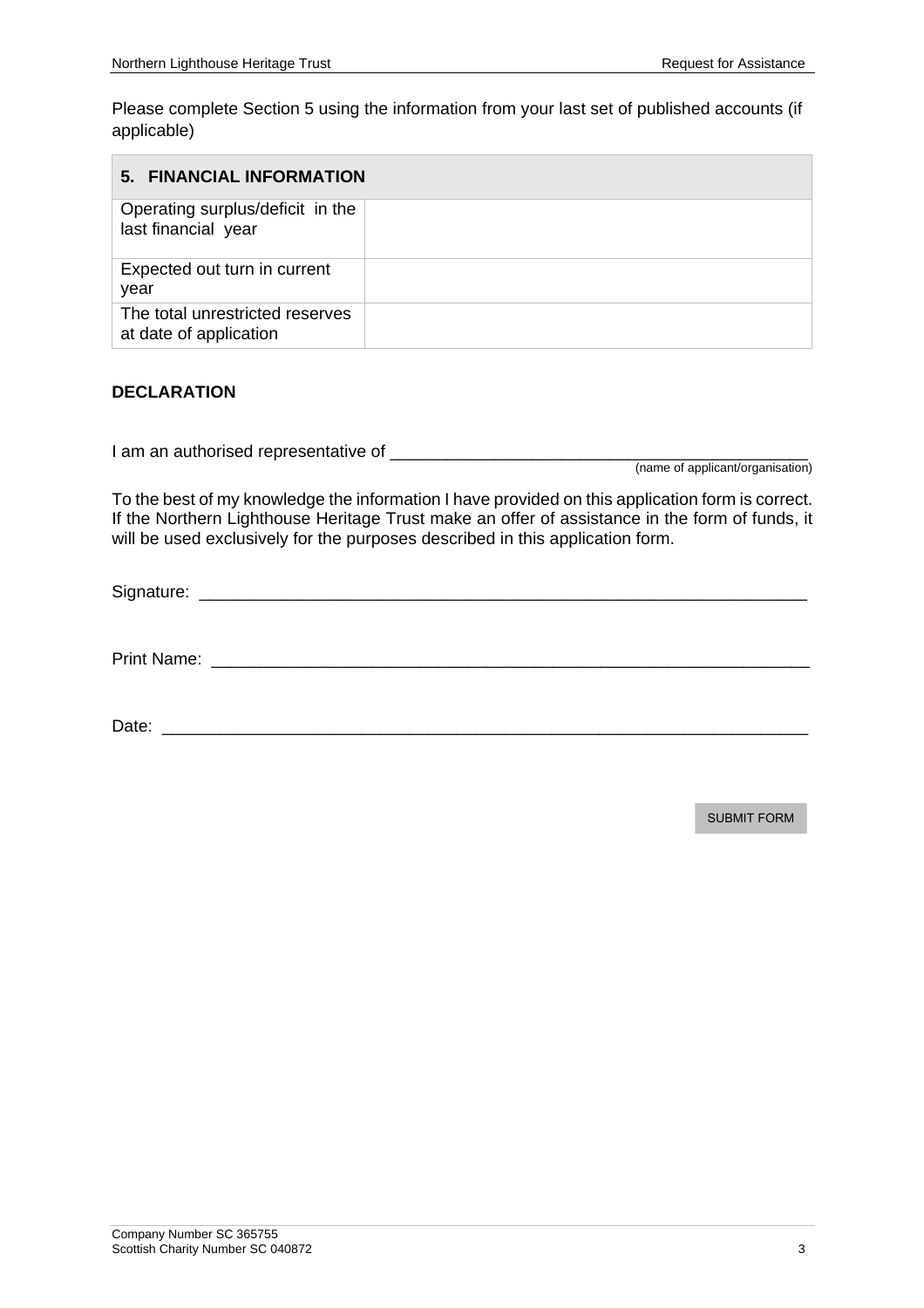Please complete Section 5 using the information from your last set of published accounts (if applicable)

| 5. FINANCIAL INFORMATION | |
|---|---|
| Operating surplus/deficit in the last financial year | |
| Expected out turn in current year | |
| The total unrestricted reserves at date of application | |

**DECLARATION**

I am an authorised representative of ___________________________________________
(name of applicant/organisation)

To the best of my knowledge the information I have provided on this application form is correct. If the Northern Lighthouse Heritage Trust make an offer of assistance in the form of funds, it will be used exclusively for the purposes described in this application form.

Signature: ______________________________________________________________

Print Name: _____________________________________________________________

Date: __________________________________________________________________

SUBMIT FORM

Company Number SC 365755
Scottish Charity Number SC 040872